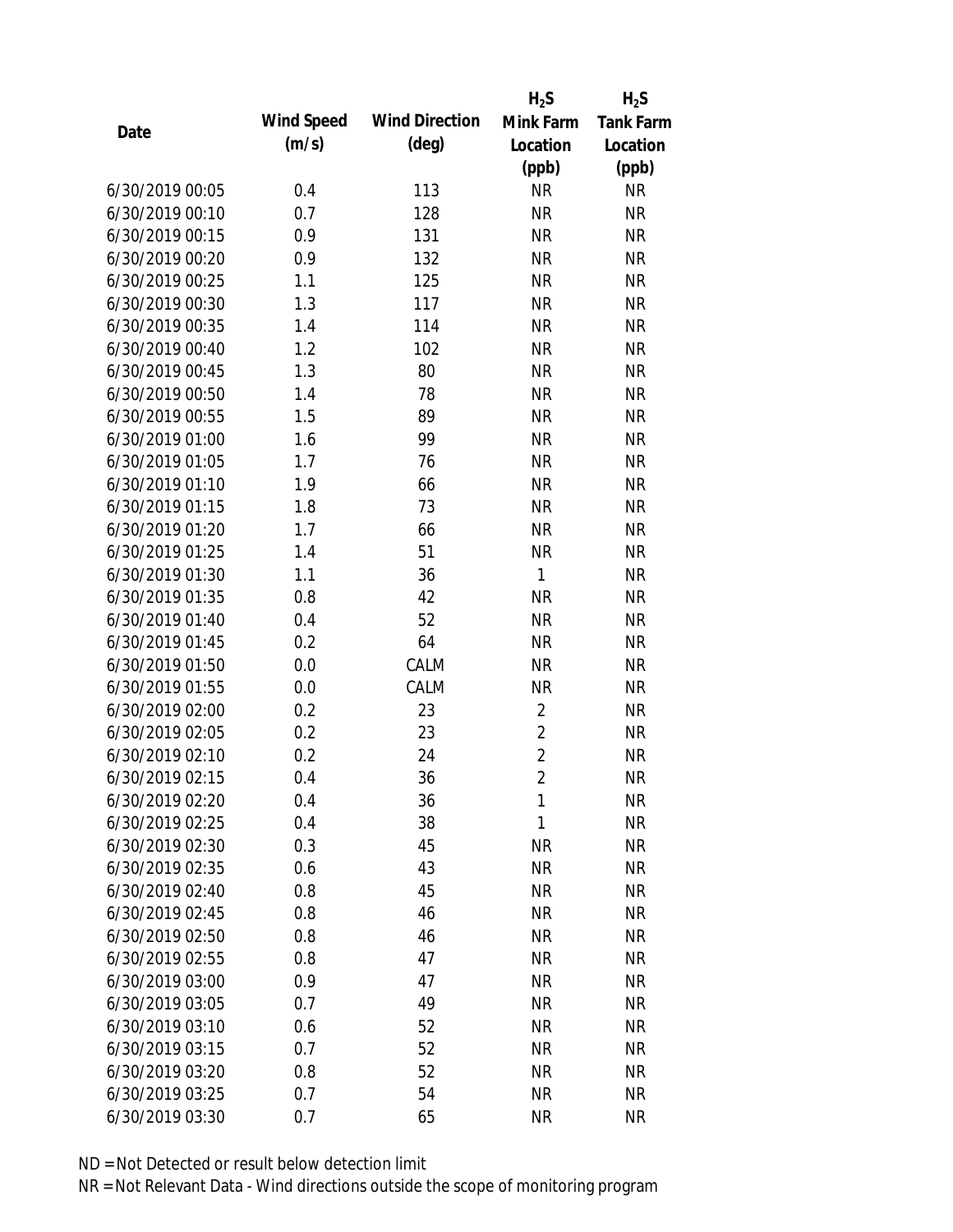| Date | Wind Speed (m/s) | Wind Direction (deg) | $H_2S$ Mink Farm Location (ppb) | $H_2S$ Tank Farm Location (ppb) |
|---|---|---|---|---|
| 6/30/2019 00:05 | 0.4 | 113 | NR | NR |
| 6/30/2019 00:10 | 0.7 | 128 | NR | NR |
| 6/30/2019 00:15 | 0.9 | 131 | NR | NR |
| 6/30/2019 00:20 | 0.9 | 132 | NR | NR |
| 6/30/2019 00:25 | 1.1 | 125 | NR | NR |
| 6/30/2019 00:30 | 1.3 | 117 | NR | NR |
| 6/30/2019 00:35 | 1.4 | 114 | NR | NR |
| 6/30/2019 00:40 | 1.2 | 102 | NR | NR |
| 6/30/2019 00:45 | 1.3 | 80 | NR | NR |
| 6/30/2019 00:50 | 1.4 | 78 | NR | NR |
| 6/30/2019 00:55 | 1.5 | 89 | NR | NR |
| 6/30/2019 01:00 | 1.6 | 99 | NR | NR |
| 6/30/2019 01:05 | 1.7 | 76 | NR | NR |
| 6/30/2019 01:10 | 1.9 | 66 | NR | NR |
| 6/30/2019 01:15 | 1.8 | 73 | NR | NR |
| 6/30/2019 01:20 | 1.7 | 66 | NR | NR |
| 6/30/2019 01:25 | 1.4 | 51 | NR | NR |
| 6/30/2019 01:30 | 1.1 | 36 | 1 | NR |
| 6/30/2019 01:35 | 0.8 | 42 | NR | NR |
| 6/30/2019 01:40 | 0.4 | 52 | NR | NR |
| 6/30/2019 01:45 | 0.2 | 64 | NR | NR |
| 6/30/2019 01:50 | 0.0 | CALM | NR | NR |
| 6/30/2019 01:55 | 0.0 | CALM | NR | NR |
| 6/30/2019 02:00 | 0.2 | 23 | 2 | NR |
| 6/30/2019 02:05 | 0.2 | 23 | 2 | NR |
| 6/30/2019 02:10 | 0.2 | 24 | 2 | NR |
| 6/30/2019 02:15 | 0.4 | 36 | 2 | NR |
| 6/30/2019 02:20 | 0.4 | 36 | 1 | NR |
| 6/30/2019 02:25 | 0.4 | 38 | 1 | NR |
| 6/30/2019 02:30 | 0.3 | 45 | NR | NR |
| 6/30/2019 02:35 | 0.6 | 43 | NR | NR |
| 6/30/2019 02:40 | 0.8 | 45 | NR | NR |
| 6/30/2019 02:45 | 0.8 | 46 | NR | NR |
| 6/30/2019 02:50 | 0.8 | 46 | NR | NR |
| 6/30/2019 02:55 | 0.8 | 47 | NR | NR |
| 6/30/2019 03:00 | 0.9 | 47 | NR | NR |
| 6/30/2019 03:05 | 0.7 | 49 | NR | NR |
| 6/30/2019 03:10 | 0.6 | 52 | NR | NR |
| 6/30/2019 03:15 | 0.7 | 52 | NR | NR |
| 6/30/2019 03:20 | 0.8 | 52 | NR | NR |
| 6/30/2019 03:25 | 0.7 | 54 | NR | NR |
| 6/30/2019 03:30 | 0.7 | 65 | NR | NR |

ND = Not Detected or result below detection limit

NR = Not Relevant Data - Wind directions outside the scope of monitoring program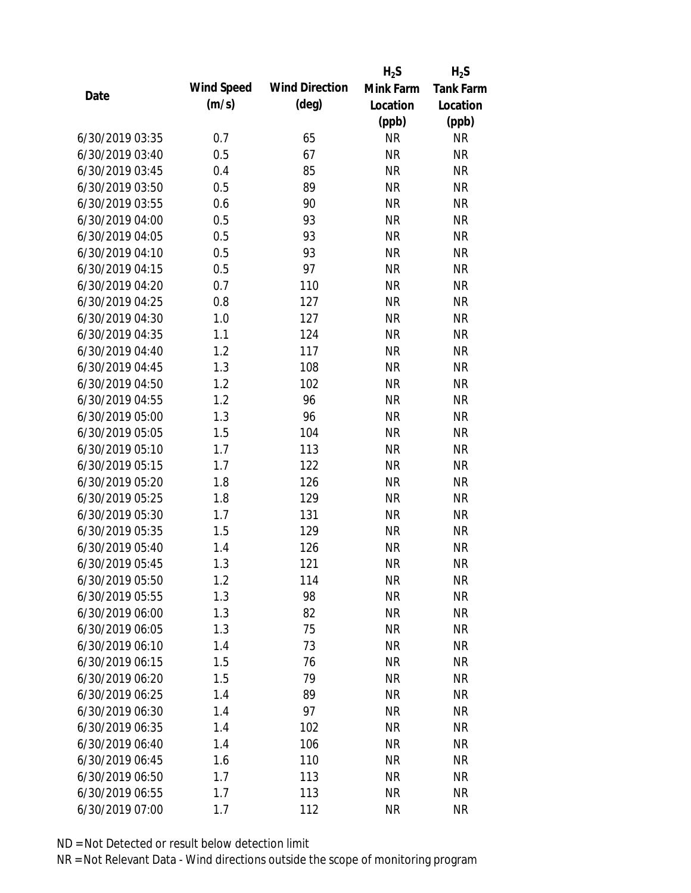| Date | Wind Speed (m/s) | Wind Direction (deg) | $H_2S$ Mink Farm Location (ppb) | $H_2S$ Tank Farm Location (ppb) |
|---|---|---|---|---|
| 6/30/2019 03:35 | 0.7 | 65 | NR | NR |
| 6/30/2019 03:40 | 0.5 | 67 | NR | NR |
| 6/30/2019 03:45 | 0.4 | 85 | NR | NR |
| 6/30/2019 03:50 | 0.5 | 89 | NR | NR |
| 6/30/2019 03:55 | 0.6 | 90 | NR | NR |
| 6/30/2019 04:00 | 0.5 | 93 | NR | NR |
| 6/30/2019 04:05 | 0.5 | 93 | NR | NR |
| 6/30/2019 04:10 | 0.5 | 93 | NR | NR |
| 6/30/2019 04:15 | 0.5 | 97 | NR | NR |
| 6/30/2019 04:20 | 0.7 | 110 | NR | NR |
| 6/30/2019 04:25 | 0.8 | 127 | NR | NR |
| 6/30/2019 04:30 | 1.0 | 127 | NR | NR |
| 6/30/2019 04:35 | 1.1 | 124 | NR | NR |
| 6/30/2019 04:40 | 1.2 | 117 | NR | NR |
| 6/30/2019 04:45 | 1.3 | 108 | NR | NR |
| 6/30/2019 04:50 | 1.2 | 102 | NR | NR |
| 6/30/2019 04:55 | 1.2 | 96 | NR | NR |
| 6/30/2019 05:00 | 1.3 | 96 | NR | NR |
| 6/30/2019 05:05 | 1.5 | 104 | NR | NR |
| 6/30/2019 05:10 | 1.7 | 113 | NR | NR |
| 6/30/2019 05:15 | 1.7 | 122 | NR | NR |
| 6/30/2019 05:20 | 1.8 | 126 | NR | NR |
| 6/30/2019 05:25 | 1.8 | 129 | NR | NR |
| 6/30/2019 05:30 | 1.7 | 131 | NR | NR |
| 6/30/2019 05:35 | 1.5 | 129 | NR | NR |
| 6/30/2019 05:40 | 1.4 | 126 | NR | NR |
| 6/30/2019 05:45 | 1.3 | 121 | NR | NR |
| 6/30/2019 05:50 | 1.2 | 114 | NR | NR |
| 6/30/2019 05:55 | 1.3 | 98 | NR | NR |
| 6/30/2019 06:00 | 1.3 | 82 | NR | NR |
| 6/30/2019 06:05 | 1.3 | 75 | NR | NR |
| 6/30/2019 06:10 | 1.4 | 73 | NR | NR |
| 6/30/2019 06:15 | 1.5 | 76 | NR | NR |
| 6/30/2019 06:20 | 1.5 | 79 | NR | NR |
| 6/30/2019 06:25 | 1.4 | 89 | NR | NR |
| 6/30/2019 06:30 | 1.4 | 97 | NR | NR |
| 6/30/2019 06:35 | 1.4 | 102 | NR | NR |
| 6/30/2019 06:40 | 1.4 | 106 | NR | NR |
| 6/30/2019 06:45 | 1.6 | 110 | NR | NR |
| 6/30/2019 06:50 | 1.7 | 113 | NR | NR |
| 6/30/2019 06:55 | 1.7 | 113 | NR | NR |
| 6/30/2019 07:00 | 1.7 | 112 | NR | NR |

ND = Not Detected or result below detection limit
NR = Not Relevant Data - Wind directions outside the scope of monitoring program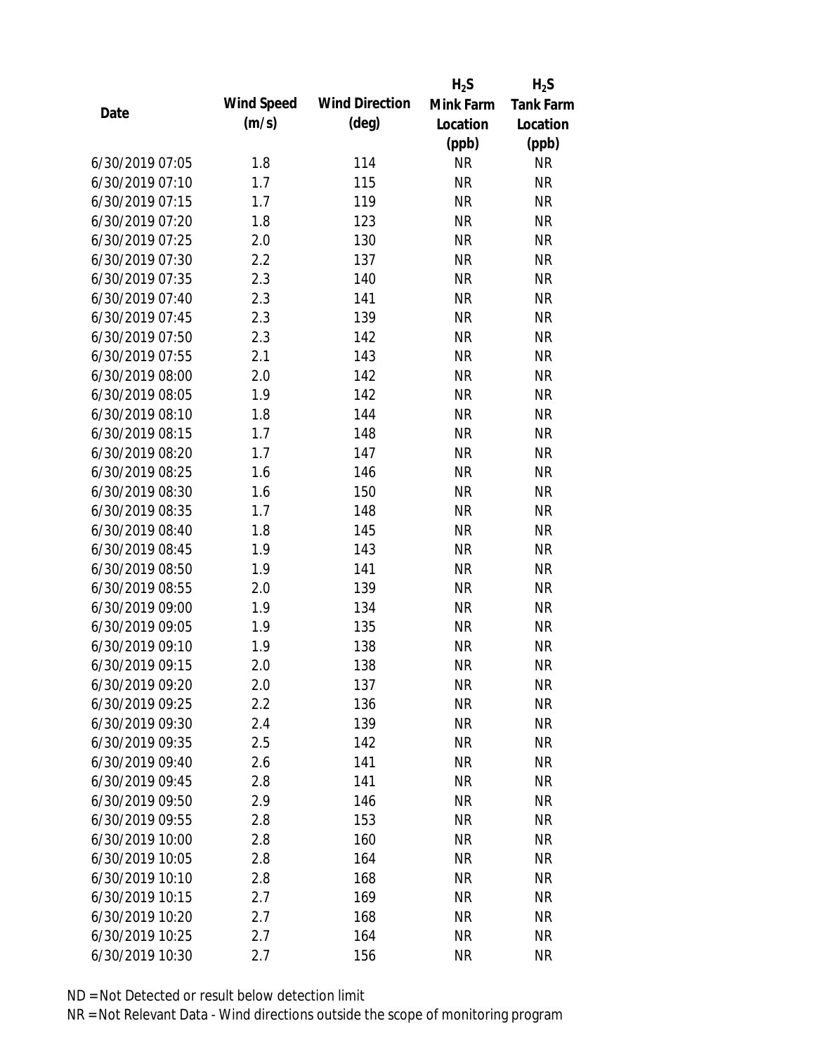| Date | Wind Speed (m/s) | Wind Direction (deg) | $H_2S$ Mink Farm Location (ppb) | $H_2S$ Tank Farm Location (ppb) |
|---|---|---|---|---|
| 6/30/2019 07:05 | 1.8 | 114 | NR | NR |
| 6/30/2019 07:10 | 1.7 | 115 | NR | NR |
| 6/30/2019 07:15 | 1.7 | 119 | NR | NR |
| 6/30/2019 07:20 | 1.8 | 123 | NR | NR |
| 6/30/2019 07:25 | 2.0 | 130 | NR | NR |
| 6/30/2019 07:30 | 2.2 | 137 | NR | NR |
| 6/30/2019 07:35 | 2.3 | 140 | NR | NR |
| 6/30/2019 07:40 | 2.3 | 141 | NR | NR |
| 6/30/2019 07:45 | 2.3 | 139 | NR | NR |
| 6/30/2019 07:50 | 2.3 | 142 | NR | NR |
| 6/30/2019 07:55 | 2.1 | 143 | NR | NR |
| 6/30/2019 08:00 | 2.0 | 142 | NR | NR |
| 6/30/2019 08:05 | 1.9 | 142 | NR | NR |
| 6/30/2019 08:10 | 1.8 | 144 | NR | NR |
| 6/30/2019 08:15 | 1.7 | 148 | NR | NR |
| 6/30/2019 08:20 | 1.7 | 147 | NR | NR |
| 6/30/2019 08:25 | 1.6 | 146 | NR | NR |
| 6/30/2019 08:30 | 1.6 | 150 | NR | NR |
| 6/30/2019 08:35 | 1.7 | 148 | NR | NR |
| 6/30/2019 08:40 | 1.8 | 145 | NR | NR |
| 6/30/2019 08:45 | 1.9 | 143 | NR | NR |
| 6/30/2019 08:50 | 1.9 | 141 | NR | NR |
| 6/30/2019 08:55 | 2.0 | 139 | NR | NR |
| 6/30/2019 09:00 | 1.9 | 134 | NR | NR |
| 6/30/2019 09:05 | 1.9 | 135 | NR | NR |
| 6/30/2019 09:10 | 1.9 | 138 | NR | NR |
| 6/30/2019 09:15 | 2.0 | 138 | NR | NR |
| 6/30/2019 09:20 | 2.0 | 137 | NR | NR |
| 6/30/2019 09:25 | 2.2 | 136 | NR | NR |
| 6/30/2019 09:30 | 2.4 | 139 | NR | NR |
| 6/30/2019 09:35 | 2.5 | 142 | NR | NR |
| 6/30/2019 09:40 | 2.6 | 141 | NR | NR |
| 6/30/2019 09:45 | 2.8 | 141 | NR | NR |
| 6/30/2019 09:50 | 2.9 | 146 | NR | NR |
| 6/30/2019 09:55 | 2.8 | 153 | NR | NR |
| 6/30/2019 10:00 | 2.8 | 160 | NR | NR |
| 6/30/2019 10:05 | 2.8 | 164 | NR | NR |
| 6/30/2019 10:10 | 2.8 | 168 | NR | NR |
| 6/30/2019 10:15 | 2.7 | 169 | NR | NR |
| 6/30/2019 10:20 | 2.7 | 168 | NR | NR |
| 6/30/2019 10:25 | 2.7 | 164 | NR | NR |
| 6/30/2019 10:30 | 2.7 | 156 | NR | NR |

ND = Not Detected or result below detection limit

NR = Not Relevant Data - Wind directions outside the scope of monitoring program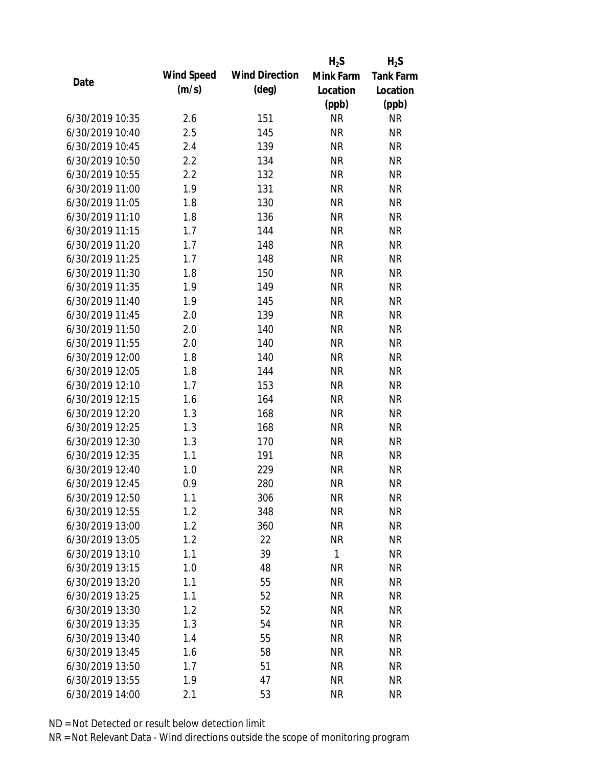| Date | Wind Speed (m/s) | Wind Direction (deg) | $H_2S$ Mink Farm Location (ppb) | $H_2S$ Tank Farm Location (ppb) |
|---|---|---|---|---|
| 6/30/2019 10:35 | 2.6 | 151 | NR | NR |
| 6/30/2019 10:40 | 2.5 | 145 | NR | NR |
| 6/30/2019 10:45 | 2.4 | 139 | NR | NR |
| 6/30/2019 10:50 | 2.2 | 134 | NR | NR |
| 6/30/2019 10:55 | 2.2 | 132 | NR | NR |
| 6/30/2019 11:00 | 1.9 | 131 | NR | NR |
| 6/30/2019 11:05 | 1.8 | 130 | NR | NR |
| 6/30/2019 11:10 | 1.8 | 136 | NR | NR |
| 6/30/2019 11:15 | 1.7 | 144 | NR | NR |
| 6/30/2019 11:20 | 1.7 | 148 | NR | NR |
| 6/30/2019 11:25 | 1.7 | 148 | NR | NR |
| 6/30/2019 11:30 | 1.8 | 150 | NR | NR |
| 6/30/2019 11:35 | 1.9 | 149 | NR | NR |
| 6/30/2019 11:40 | 1.9 | 145 | NR | NR |
| 6/30/2019 11:45 | 2.0 | 139 | NR | NR |
| 6/30/2019 11:50 | 2.0 | 140 | NR | NR |
| 6/30/2019 11:55 | 2.0 | 140 | NR | NR |
| 6/30/2019 12:00 | 1.8 | 140 | NR | NR |
| 6/30/2019 12:05 | 1.8 | 144 | NR | NR |
| 6/30/2019 12:10 | 1.7 | 153 | NR | NR |
| 6/30/2019 12:15 | 1.6 | 164 | NR | NR |
| 6/30/2019 12:20 | 1.3 | 168 | NR | NR |
| 6/30/2019 12:25 | 1.3 | 168 | NR | NR |
| 6/30/2019 12:30 | 1.3 | 170 | NR | NR |
| 6/30/2019 12:35 | 1.1 | 191 | NR | NR |
| 6/30/2019 12:40 | 1.0 | 229 | NR | NR |
| 6/30/2019 12:45 | 0.9 | 280 | NR | NR |
| 6/30/2019 12:50 | 1.1 | 306 | NR | NR |
| 6/30/2019 12:55 | 1.2 | 348 | NR | NR |
| 6/30/2019 13:00 | 1.2 | 360 | NR | NR |
| 6/30/2019 13:05 | 1.2 | 22 | NR | NR |
| 6/30/2019 13:10 | 1.1 | 39 | 1 | NR |
| 6/30/2019 13:15 | 1.0 | 48 | NR | NR |
| 6/30/2019 13:20 | 1.1 | 55 | NR | NR |
| 6/30/2019 13:25 | 1.1 | 52 | NR | NR |
| 6/30/2019 13:30 | 1.2 | 52 | NR | NR |
| 6/30/2019 13:35 | 1.3 | 54 | NR | NR |
| 6/30/2019 13:40 | 1.4 | 55 | NR | NR |
| 6/30/2019 13:45 | 1.6 | 58 | NR | NR |
| 6/30/2019 13:50 | 1.7 | 51 | NR | NR |
| 6/30/2019 13:55 | 1.9 | 47 | NR | NR |
| 6/30/2019 14:00 | 2.1 | 53 | NR | NR |

ND = Not Detected or result below detection limit

NR = Not Relevant Data - Wind directions outside the scope of monitoring program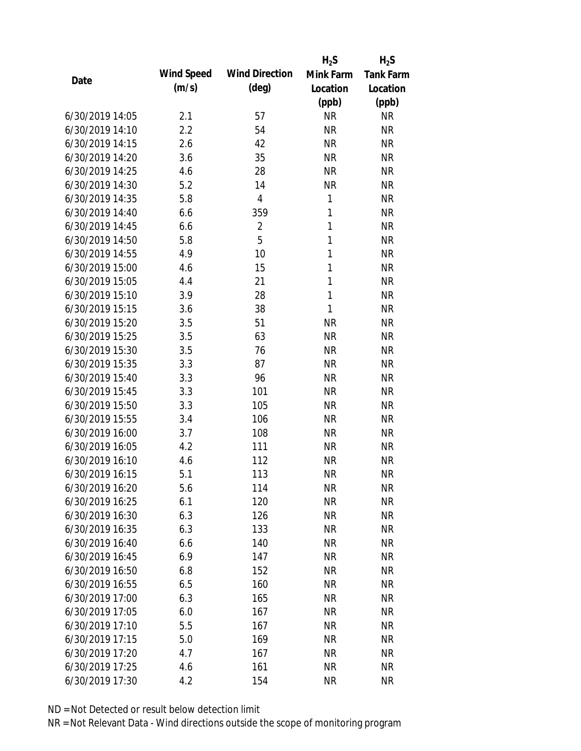| Date | Wind Speed (m/s) | Wind Direction (deg) | $H_2S$ Mink Farm Location (ppb) | $H_2S$ Tank Farm Location (ppb) |
|---|---|---|---|---|
| 6/30/2019 14:05 | 2.1 | 57 | NR | NR |
| 6/30/2019 14:10 | 2.2 | 54 | NR | NR |
| 6/30/2019 14:15 | 2.6 | 42 | NR | NR |
| 6/30/2019 14:20 | 3.6 | 35 | NR | NR |
| 6/30/2019 14:25 | 4.6 | 28 | NR | NR |
| 6/30/2019 14:30 | 5.2 | 14 | NR | NR |
| 6/30/2019 14:35 | 5.8 | 4 | 1 | NR |
| 6/30/2019 14:40 | 6.6 | 359 | 1 | NR |
| 6/30/2019 14:45 | 6.6 | 2 | 1 | NR |
| 6/30/2019 14:50 | 5.8 | 5 | 1 | NR |
| 6/30/2019 14:55 | 4.9 | 10 | 1 | NR |
| 6/30/2019 15:00 | 4.6 | 15 | 1 | NR |
| 6/30/2019 15:05 | 4.4 | 21 | 1 | NR |
| 6/30/2019 15:10 | 3.9 | 28 | 1 | NR |
| 6/30/2019 15:15 | 3.6 | 38 | 1 | NR |
| 6/30/2019 15:20 | 3.5 | 51 | NR | NR |
| 6/30/2019 15:25 | 3.5 | 63 | NR | NR |
| 6/30/2019 15:30 | 3.5 | 76 | NR | NR |
| 6/30/2019 15:35 | 3.3 | 87 | NR | NR |
| 6/30/2019 15:40 | 3.3 | 96 | NR | NR |
| 6/30/2019 15:45 | 3.3 | 101 | NR | NR |
| 6/30/2019 15:50 | 3.3 | 105 | NR | NR |
| 6/30/2019 15:55 | 3.4 | 106 | NR | NR |
| 6/30/2019 16:00 | 3.7 | 108 | NR | NR |
| 6/30/2019 16:05 | 4.2 | 111 | NR | NR |
| 6/30/2019 16:10 | 4.6 | 112 | NR | NR |
| 6/30/2019 16:15 | 5.1 | 113 | NR | NR |
| 6/30/2019 16:20 | 5.6 | 114 | NR | NR |
| 6/30/2019 16:25 | 6.1 | 120 | NR | NR |
| 6/30/2019 16:30 | 6.3 | 126 | NR | NR |
| 6/30/2019 16:35 | 6.3 | 133 | NR | NR |
| 6/30/2019 16:40 | 6.6 | 140 | NR | NR |
| 6/30/2019 16:45 | 6.9 | 147 | NR | NR |
| 6/30/2019 16:50 | 6.8 | 152 | NR | NR |
| 6/30/2019 16:55 | 6.5 | 160 | NR | NR |
| 6/30/2019 17:00 | 6.3 | 165 | NR | NR |
| 6/30/2019 17:05 | 6.0 | 167 | NR | NR |
| 6/30/2019 17:10 | 5.5 | 167 | NR | NR |
| 6/30/2019 17:15 | 5.0 | 169 | NR | NR |
| 6/30/2019 17:20 | 4.7 | 167 | NR | NR |
| 6/30/2019 17:25 | 4.6 | 161 | NR | NR |
| 6/30/2019 17:30 | 4.2 | 154 | NR | NR |

ND = Not Detected or result below detection limit

NR = Not Relevant Data - Wind directions outside the scope of monitoring program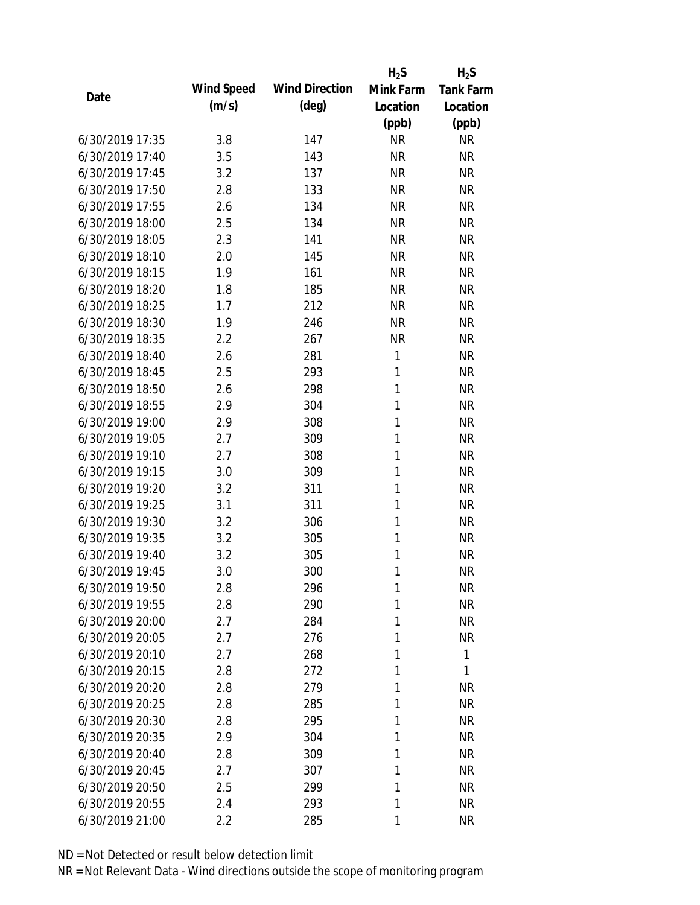| Date | Wind Speed (m/s) | Wind Direction (deg) | $H_2S$ Mink Farm Location (ppb) | $H_2S$ Tank Farm Location (ppb) |
|---|---|---|---|---|
| 6/30/2019 17:35 | 3.8 | 147 | NR | NR |
| 6/30/2019 17:40 | 3.5 | 143 | NR | NR |
| 6/30/2019 17:45 | 3.2 | 137 | NR | NR |
| 6/30/2019 17:50 | 2.8 | 133 | NR | NR |
| 6/30/2019 17:55 | 2.6 | 134 | NR | NR |
| 6/30/2019 18:00 | 2.5 | 134 | NR | NR |
| 6/30/2019 18:05 | 2.3 | 141 | NR | NR |
| 6/30/2019 18:10 | 2.0 | 145 | NR | NR |
| 6/30/2019 18:15 | 1.9 | 161 | NR | NR |
| 6/30/2019 18:20 | 1.8 | 185 | NR | NR |
| 6/30/2019 18:25 | 1.7 | 212 | NR | NR |
| 6/30/2019 18:30 | 1.9 | 246 | NR | NR |
| 6/30/2019 18:35 | 2.2 | 267 | NR | NR |
| 6/30/2019 18:40 | 2.6 | 281 | 1 | NR |
| 6/30/2019 18:45 | 2.5 | 293 | 1 | NR |
| 6/30/2019 18:50 | 2.6 | 298 | 1 | NR |
| 6/30/2019 18:55 | 2.9 | 304 | 1 | NR |
| 6/30/2019 19:00 | 2.9 | 308 | 1 | NR |
| 6/30/2019 19:05 | 2.7 | 309 | 1 | NR |
| 6/30/2019 19:10 | 2.7 | 308 | 1 | NR |
| 6/30/2019 19:15 | 3.0 | 309 | 1 | NR |
| 6/30/2019 19:20 | 3.2 | 311 | 1 | NR |
| 6/30/2019 19:25 | 3.1 | 311 | 1 | NR |
| 6/30/2019 19:30 | 3.2 | 306 | 1 | NR |
| 6/30/2019 19:35 | 3.2 | 305 | 1 | NR |
| 6/30/2019 19:40 | 3.2 | 305 | 1 | NR |
| 6/30/2019 19:45 | 3.0 | 300 | 1 | NR |
| 6/30/2019 19:50 | 2.8 | 296 | 1 | NR |
| 6/30/2019 19:55 | 2.8 | 290 | 1 | NR |
| 6/30/2019 20:00 | 2.7 | 284 | 1 | NR |
| 6/30/2019 20:05 | 2.7 | 276 | 1 | NR |
| 6/30/2019 20:10 | 2.7 | 268 | 1 | 1 |
| 6/30/2019 20:15 | 2.8 | 272 | 1 | 1 |
| 6/30/2019 20:20 | 2.8 | 279 | 1 | NR |
| 6/30/2019 20:25 | 2.8 | 285 | 1 | NR |
| 6/30/2019 20:30 | 2.8 | 295 | 1 | NR |
| 6/30/2019 20:35 | 2.9 | 304 | 1 | NR |
| 6/30/2019 20:40 | 2.8 | 309 | 1 | NR |
| 6/30/2019 20:45 | 2.7 | 307 | 1 | NR |
| 6/30/2019 20:50 | 2.5 | 299 | 1 | NR |
| 6/30/2019 20:55 | 2.4 | 293 | 1 | NR |
| 6/30/2019 21:00 | 2.2 | 285 | 1 | NR |

ND = Not Detected or result below detection limit

NR = Not Relevant Data - Wind directions outside the scope of monitoring program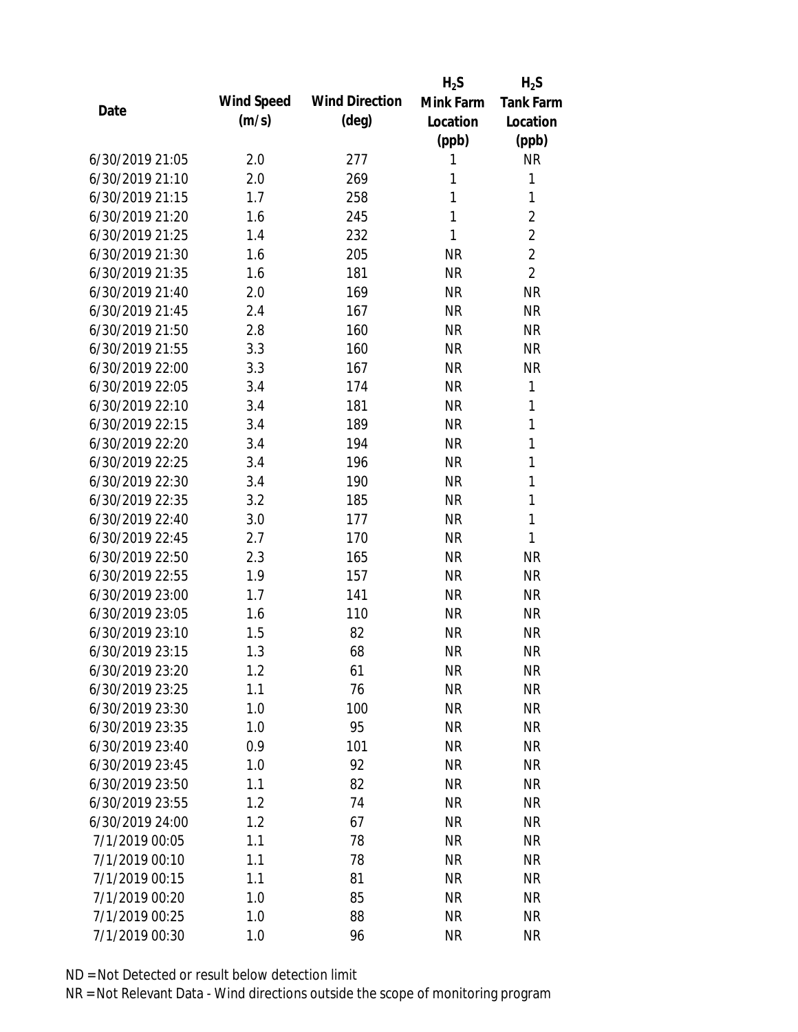| Date | Wind Speed (m/s) | Wind Direction (deg) | $H_2S$ Mink Farm Location (ppb) | $H_2S$ Tank Farm Location (ppb) |
|---|---|---|---|---|
| 6/30/2019 21:05 | 2.0 | 277 | 1 | NR |
| 6/30/2019 21:10 | 2.0 | 269 | 1 | 1 |
| 6/30/2019 21:15 | 1.7 | 258 | 1 | 1 |
| 6/30/2019 21:20 | 1.6 | 245 | 1 | 2 |
| 6/30/2019 21:25 | 1.4 | 232 | 1 | 2 |
| 6/30/2019 21:30 | 1.6 | 205 | NR | 2 |
| 6/30/2019 21:35 | 1.6 | 181 | NR | 2 |
| 6/30/2019 21:40 | 2.0 | 169 | NR | NR |
| 6/30/2019 21:45 | 2.4 | 167 | NR | NR |
| 6/30/2019 21:50 | 2.8 | 160 | NR | NR |
| 6/30/2019 21:55 | 3.3 | 160 | NR | NR |
| 6/30/2019 22:00 | 3.3 | 167 | NR | NR |
| 6/30/2019 22:05 | 3.4 | 174 | NR | 1 |
| 6/30/2019 22:10 | 3.4 | 181 | NR | 1 |
| 6/30/2019 22:15 | 3.4 | 189 | NR | 1 |
| 6/30/2019 22:20 | 3.4 | 194 | NR | 1 |
| 6/30/2019 22:25 | 3.4 | 196 | NR | 1 |
| 6/30/2019 22:30 | 3.4 | 190 | NR | 1 |
| 6/30/2019 22:35 | 3.2 | 185 | NR | 1 |
| 6/30/2019 22:40 | 3.0 | 177 | NR | 1 |
| 6/30/2019 22:45 | 2.7 | 170 | NR | 1 |
| 6/30/2019 22:50 | 2.3 | 165 | NR | NR |
| 6/30/2019 22:55 | 1.9 | 157 | NR | NR |
| 6/30/2019 23:00 | 1.7 | 141 | NR | NR |
| 6/30/2019 23:05 | 1.6 | 110 | NR | NR |
| 6/30/2019 23:10 | 1.5 | 82 | NR | NR |
| 6/30/2019 23:15 | 1.3 | 68 | NR | NR |
| 6/30/2019 23:20 | 1.2 | 61 | NR | NR |
| 6/30/2019 23:25 | 1.1 | 76 | NR | NR |
| 6/30/2019 23:30 | 1.0 | 100 | NR | NR |
| 6/30/2019 23:35 | 1.0 | 95 | NR | NR |
| 6/30/2019 23:40 | 0.9 | 101 | NR | NR |
| 6/30/2019 23:45 | 1.0 | 92 | NR | NR |
| 6/30/2019 23:50 | 1.1 | 82 | NR | NR |
| 6/30/2019 23:55 | 1.2 | 74 | NR | NR |
| 6/30/2019 24:00 | 1.2 | 67 | NR | NR |
| 7/1/2019 00:05 | 1.1 | 78 | NR | NR |
| 7/1/2019 00:10 | 1.1 | 78 | NR | NR |
| 7/1/2019 00:15 | 1.1 | 81 | NR | NR |
| 7/1/2019 00:20 | 1.0 | 85 | NR | NR |
| 7/1/2019 00:25 | 1.0 | 88 | NR | NR |
| 7/1/2019 00:30 | 1.0 | 96 | NR | NR |

ND = Not Detected or result below detection limit
NR = Not Relevant Data - Wind directions outside the scope of monitoring program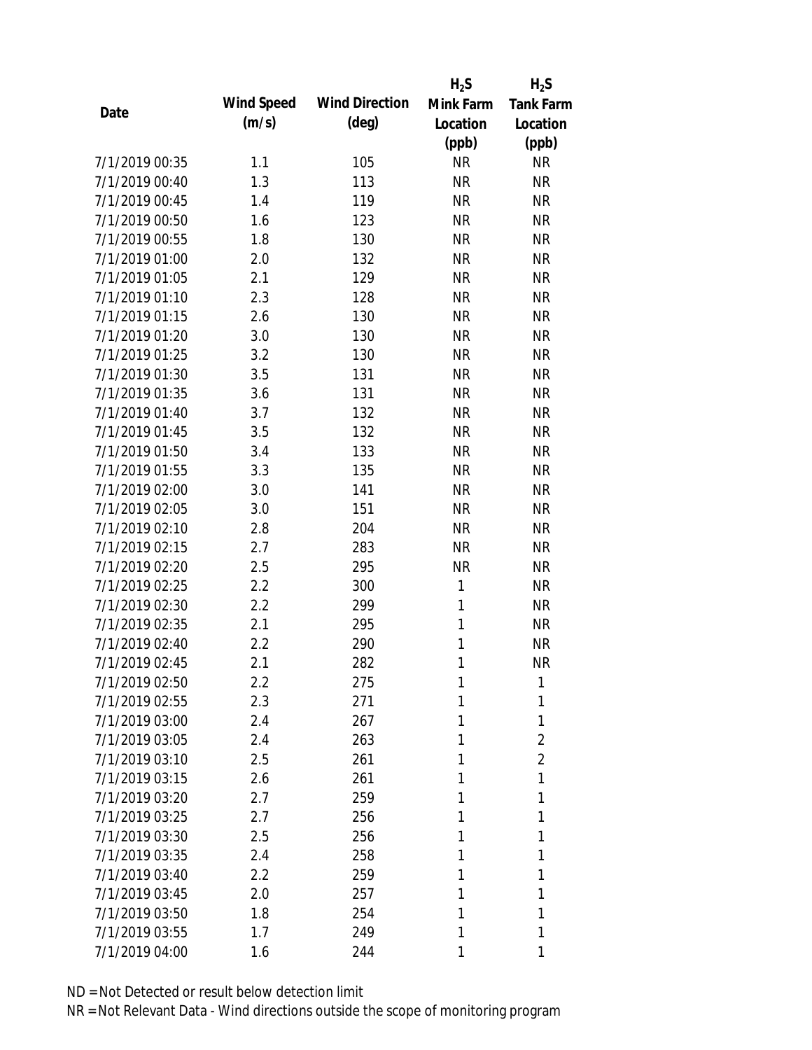| Date | Wind Speed (m/s) | Wind Direction (deg) | $H_2S$ Mink Farm Location (ppb) | $H_2S$ Tank Farm Location (ppb) |
|---|---|---|---|---|
| 7/1/2019 00:35 | 1.1 | 105 | NR | NR |
| 7/1/2019 00:40 | 1.3 | 113 | NR | NR |
| 7/1/2019 00:45 | 1.4 | 119 | NR | NR |
| 7/1/2019 00:50 | 1.6 | 123 | NR | NR |
| 7/1/2019 00:55 | 1.8 | 130 | NR | NR |
| 7/1/2019 01:00 | 2.0 | 132 | NR | NR |
| 7/1/2019 01:05 | 2.1 | 129 | NR | NR |
| 7/1/2019 01:10 | 2.3 | 128 | NR | NR |
| 7/1/2019 01:15 | 2.6 | 130 | NR | NR |
| 7/1/2019 01:20 | 3.0 | 130 | NR | NR |
| 7/1/2019 01:25 | 3.2 | 130 | NR | NR |
| 7/1/2019 01:30 | 3.5 | 131 | NR | NR |
| 7/1/2019 01:35 | 3.6 | 131 | NR | NR |
| 7/1/2019 01:40 | 3.7 | 132 | NR | NR |
| 7/1/2019 01:45 | 3.5 | 132 | NR | NR |
| 7/1/2019 01:50 | 3.4 | 133 | NR | NR |
| 7/1/2019 01:55 | 3.3 | 135 | NR | NR |
| 7/1/2019 02:00 | 3.0 | 141 | NR | NR |
| 7/1/2019 02:05 | 3.0 | 151 | NR | NR |
| 7/1/2019 02:10 | 2.8 | 204 | NR | NR |
| 7/1/2019 02:15 | 2.7 | 283 | NR | NR |
| 7/1/2019 02:20 | 2.5 | 295 | NR | NR |
| 7/1/2019 02:25 | 2.2 | 300 | 1 | NR |
| 7/1/2019 02:30 | 2.2 | 299 | 1 | NR |
| 7/1/2019 02:35 | 2.1 | 295 | 1 | NR |
| 7/1/2019 02:40 | 2.2 | 290 | 1 | NR |
| 7/1/2019 02:45 | 2.1 | 282 | 1 | NR |
| 7/1/2019 02:50 | 2.2 | 275 | 1 | 1 |
| 7/1/2019 02:55 | 2.3 | 271 | 1 | 1 |
| 7/1/2019 03:00 | 2.4 | 267 | 1 | 1 |
| 7/1/2019 03:05 | 2.4 | 263 | 1 | 2 |
| 7/1/2019 03:10 | 2.5 | 261 | 1 | 2 |
| 7/1/2019 03:15 | 2.6 | 261 | 1 | 1 |
| 7/1/2019 03:20 | 2.7 | 259 | 1 | 1 |
| 7/1/2019 03:25 | 2.7 | 256 | 1 | 1 |
| 7/1/2019 03:30 | 2.5 | 256 | 1 | 1 |
| 7/1/2019 03:35 | 2.4 | 258 | 1 | 1 |
| 7/1/2019 03:40 | 2.2 | 259 | 1 | 1 |
| 7/1/2019 03:45 | 2.0 | 257 | 1 | 1 |
| 7/1/2019 03:50 | 1.8 | 254 | 1 | 1 |
| 7/1/2019 03:55 | 1.7 | 249 | 1 | 1 |
| 7/1/2019 04:00 | 1.6 | 244 | 1 | 1 |

ND = Not Detected or result below detection limit

NR = Not Relevant Data - Wind directions outside the scope of monitoring program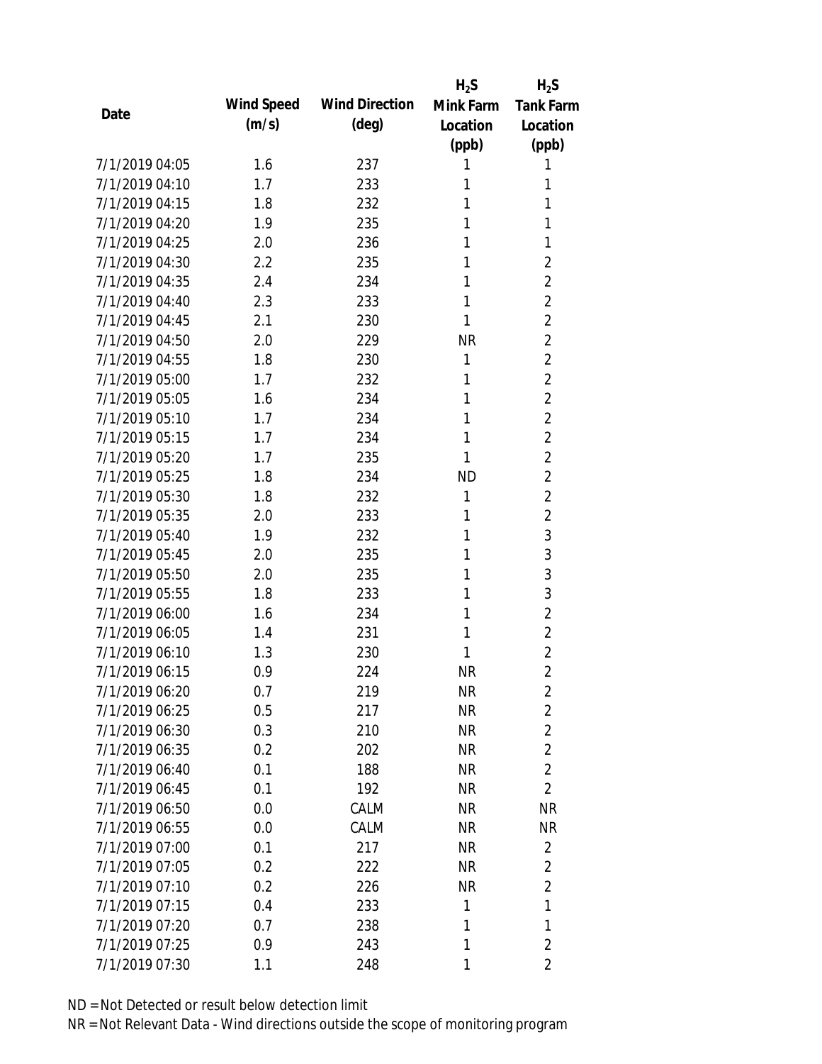| Date | Wind Speed (m/s) | Wind Direction (deg) | $H_2S$ Mink Farm Location (ppb) | $H_2S$ Tank Farm Location (ppb) |
|---|---|---|---|---|
| 7/1/2019 04:05 | 1.6 | 237 | 1 | 1 |
| 7/1/2019 04:10 | 1.7 | 233 | 1 | 1 |
| 7/1/2019 04:15 | 1.8 | 232 | 1 | 1 |
| 7/1/2019 04:20 | 1.9 | 235 | 1 | 1 |
| 7/1/2019 04:25 | 2.0 | 236 | 1 | 1 |
| 7/1/2019 04:30 | 2.2 | 235 | 1 | 2 |
| 7/1/2019 04:35 | 2.4 | 234 | 1 | 2 |
| 7/1/2019 04:40 | 2.3 | 233 | 1 | 2 |
| 7/1/2019 04:45 | 2.1 | 230 | 1 | 2 |
| 7/1/2019 04:50 | 2.0 | 229 | NR | 2 |
| 7/1/2019 04:55 | 1.8 | 230 | 1 | 2 |
| 7/1/2019 05:00 | 1.7 | 232 | 1 | 2 |
| 7/1/2019 05:05 | 1.6 | 234 | 1 | 2 |
| 7/1/2019 05:10 | 1.7 | 234 | 1 | 2 |
| 7/1/2019 05:15 | 1.7 | 234 | 1 | 2 |
| 7/1/2019 05:20 | 1.7 | 235 | 1 | 2 |
| 7/1/2019 05:25 | 1.8 | 234 | ND | 2 |
| 7/1/2019 05:30 | 1.8 | 232 | 1 | 2 |
| 7/1/2019 05:35 | 2.0 | 233 | 1 | 2 |
| 7/1/2019 05:40 | 1.9 | 232 | 1 | 3 |
| 7/1/2019 05:45 | 2.0 | 235 | 1 | 3 |
| 7/1/2019 05:50 | 2.0 | 235 | 1 | 3 |
| 7/1/2019 05:55 | 1.8 | 233 | 1 | 3 |
| 7/1/2019 06:00 | 1.6 | 234 | 1 | 2 |
| 7/1/2019 06:05 | 1.4 | 231 | 1 | 2 |
| 7/1/2019 06:10 | 1.3 | 230 | 1 | 2 |
| 7/1/2019 06:15 | 0.9 | 224 | NR | 2 |
| 7/1/2019 06:20 | 0.7 | 219 | NR | 2 |
| 7/1/2019 06:25 | 0.5 | 217 | NR | 2 |
| 7/1/2019 06:30 | 0.3 | 210 | NR | 2 |
| 7/1/2019 06:35 | 0.2 | 202 | NR | 2 |
| 7/1/2019 06:40 | 0.1 | 188 | NR | 2 |
| 7/1/2019 06:45 | 0.1 | 192 | NR | 2 |
| 7/1/2019 06:50 | 0.0 | CALM | NR | NR |
| 7/1/2019 06:55 | 0.0 | CALM | NR | NR |
| 7/1/2019 07:00 | 0.1 | 217 | NR | 2 |
| 7/1/2019 07:05 | 0.2 | 222 | NR | 2 |
| 7/1/2019 07:10 | 0.2 | 226 | NR | 2 |
| 7/1/2019 07:15 | 0.4 | 233 | 1 | 1 |
| 7/1/2019 07:20 | 0.7 | 238 | 1 | 1 |
| 7/1/2019 07:25 | 0.9 | 243 | 1 | 2 |
| 7/1/2019 07:30 | 1.1 | 248 | 1 | 2 |

ND = Not Detected or result below detection limit

NR = Not Relevant Data - Wind directions outside the scope of monitoring program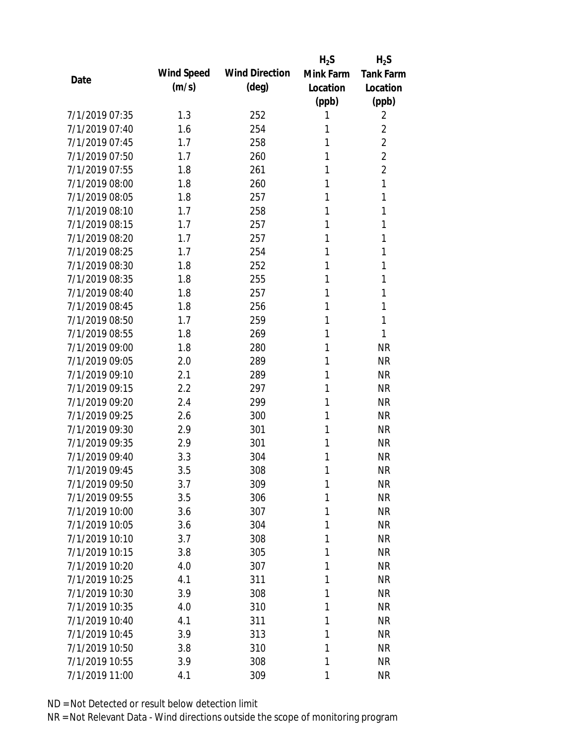| Date | Wind Speed (m/s) | Wind Direction (deg) | $H_2S$ Mink Farm Location (ppb) | $H_2S$ Tank Farm Location (ppb) |
|---|---|---|---|---|
| 7/1/2019 07:35 | 1.3 | 252 | 1 | 2 |
| 7/1/2019 07:40 | 1.6 | 254 | 1 | 2 |
| 7/1/2019 07:45 | 1.7 | 258 | 1 | 2 |
| 7/1/2019 07:50 | 1.7 | 260 | 1 | 2 |
| 7/1/2019 07:55 | 1.8 | 261 | 1 | 2 |
| 7/1/2019 08:00 | 1.8 | 260 | 1 | 1 |
| 7/1/2019 08:05 | 1.8 | 257 | 1 | 1 |
| 7/1/2019 08:10 | 1.7 | 258 | 1 | 1 |
| 7/1/2019 08:15 | 1.7 | 257 | 1 | 1 |
| 7/1/2019 08:20 | 1.7 | 257 | 1 | 1 |
| 7/1/2019 08:25 | 1.7 | 254 | 1 | 1 |
| 7/1/2019 08:30 | 1.8 | 252 | 1 | 1 |
| 7/1/2019 08:35 | 1.8 | 255 | 1 | 1 |
| 7/1/2019 08:40 | 1.8 | 257 | 1 | 1 |
| 7/1/2019 08:45 | 1.8 | 256 | 1 | 1 |
| 7/1/2019 08:50 | 1.7 | 259 | 1 | 1 |
| 7/1/2019 08:55 | 1.8 | 269 | 1 | 1 |
| 7/1/2019 09:00 | 1.8 | 280 | 1 | NR |
| 7/1/2019 09:05 | 2.0 | 289 | 1 | NR |
| 7/1/2019 09:10 | 2.1 | 289 | 1 | NR |
| 7/1/2019 09:15 | 2.2 | 297 | 1 | NR |
| 7/1/2019 09:20 | 2.4 | 299 | 1 | NR |
| 7/1/2019 09:25 | 2.6 | 300 | 1 | NR |
| 7/1/2019 09:30 | 2.9 | 301 | 1 | NR |
| 7/1/2019 09:35 | 2.9 | 301 | 1 | NR |
| 7/1/2019 09:40 | 3.3 | 304 | 1 | NR |
| 7/1/2019 09:45 | 3.5 | 308 | 1 | NR |
| 7/1/2019 09:50 | 3.7 | 309 | 1 | NR |
| 7/1/2019 09:55 | 3.5 | 306 | 1 | NR |
| 7/1/2019 10:00 | 3.6 | 307 | 1 | NR |
| 7/1/2019 10:05 | 3.6 | 304 | 1 | NR |
| 7/1/2019 10:10 | 3.7 | 308 | 1 | NR |
| 7/1/2019 10:15 | 3.8 | 305 | 1 | NR |
| 7/1/2019 10:20 | 4.0 | 307 | 1 | NR |
| 7/1/2019 10:25 | 4.1 | 311 | 1 | NR |
| 7/1/2019 10:30 | 3.9 | 308 | 1 | NR |
| 7/1/2019 10:35 | 4.0 | 310 | 1 | NR |
| 7/1/2019 10:40 | 4.1 | 311 | 1 | NR |
| 7/1/2019 10:45 | 3.9 | 313 | 1 | NR |
| 7/1/2019 10:50 | 3.8 | 310 | 1 | NR |
| 7/1/2019 10:55 | 3.9 | 308 | 1 | NR |
| 7/1/2019 11:00 | 4.1 | 309 | 1 | NR |

ND = Not Detected or result below detection limit
NR = Not Relevant Data - Wind directions outside the scope of monitoring program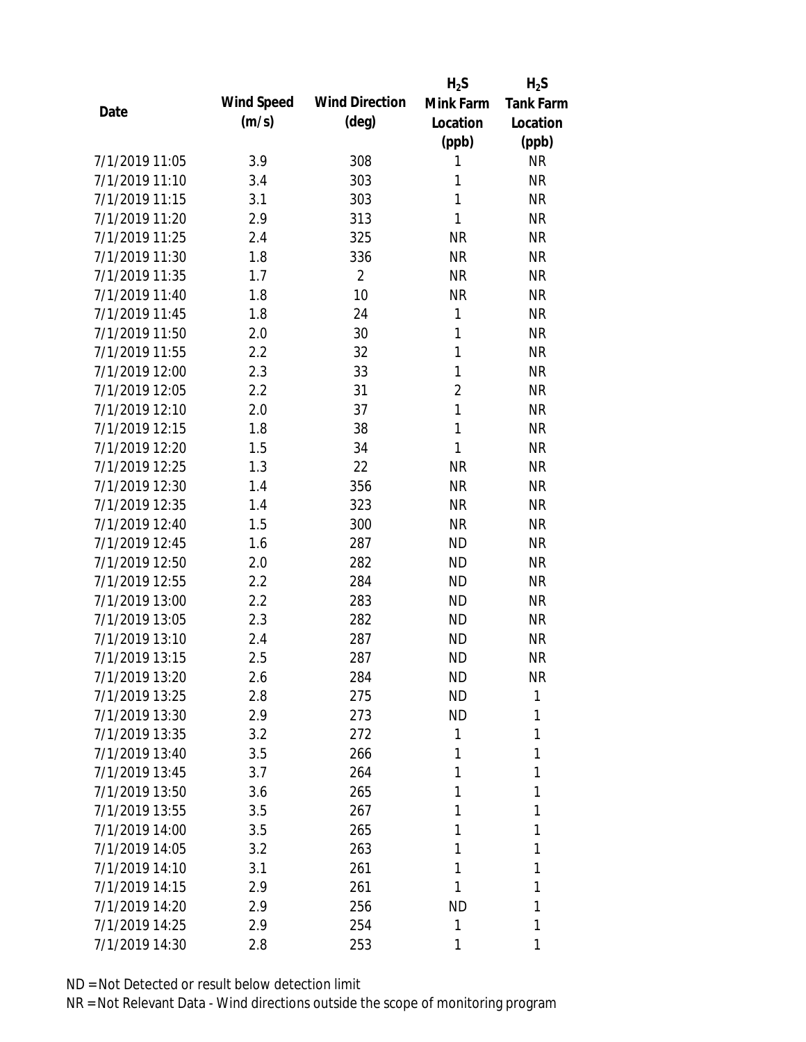| Date | Wind Speed (m/s) | Wind Direction (deg) | $H_2S$ Mink Farm Location (ppb) | $H_2S$ Tank Farm Location (ppb) |
|---|---|---|---|---|
| 7/1/2019 11:05 | 3.9 | 308 | 1 | NR |
| 7/1/2019 11:10 | 3.4 | 303 | 1 | NR |
| 7/1/2019 11:15 | 3.1 | 303 | 1 | NR |
| 7/1/2019 11:20 | 2.9 | 313 | 1 | NR |
| 7/1/2019 11:25 | 2.4 | 325 | NR | NR |
| 7/1/2019 11:30 | 1.8 | 336 | NR | NR |
| 7/1/2019 11:35 | 1.7 | 2 | NR | NR |
| 7/1/2019 11:40 | 1.8 | 10 | NR | NR |
| 7/1/2019 11:45 | 1.8 | 24 | 1 | NR |
| 7/1/2019 11:50 | 2.0 | 30 | 1 | NR |
| 7/1/2019 11:55 | 2.2 | 32 | 1 | NR |
| 7/1/2019 12:00 | 2.3 | 33 | 1 | NR |
| 7/1/2019 12:05 | 2.2 | 31 | 2 | NR |
| 7/1/2019 12:10 | 2.0 | 37 | 1 | NR |
| 7/1/2019 12:15 | 1.8 | 38 | 1 | NR |
| 7/1/2019 12:20 | 1.5 | 34 | 1 | NR |
| 7/1/2019 12:25 | 1.3 | 22 | NR | NR |
| 7/1/2019 12:30 | 1.4 | 356 | NR | NR |
| 7/1/2019 12:35 | 1.4 | 323 | NR | NR |
| 7/1/2019 12:40 | 1.5 | 300 | NR | NR |
| 7/1/2019 12:45 | 1.6 | 287 | ND | NR |
| 7/1/2019 12:50 | 2.0 | 282 | ND | NR |
| 7/1/2019 12:55 | 2.2 | 284 | ND | NR |
| 7/1/2019 13:00 | 2.2 | 283 | ND | NR |
| 7/1/2019 13:05 | 2.3 | 282 | ND | NR |
| 7/1/2019 13:10 | 2.4 | 287 | ND | NR |
| 7/1/2019 13:15 | 2.5 | 287 | ND | NR |
| 7/1/2019 13:20 | 2.6 | 284 | ND | NR |
| 7/1/2019 13:25 | 2.8 | 275 | ND | 1 |
| 7/1/2019 13:30 | 2.9 | 273 | ND | 1 |
| 7/1/2019 13:35 | 3.2 | 272 | 1 | 1 |
| 7/1/2019 13:40 | 3.5 | 266 | 1 | 1 |
| 7/1/2019 13:45 | 3.7 | 264 | 1 | 1 |
| 7/1/2019 13:50 | 3.6 | 265 | 1 | 1 |
| 7/1/2019 13:55 | 3.5 | 267 | 1 | 1 |
| 7/1/2019 14:00 | 3.5 | 265 | 1 | 1 |
| 7/1/2019 14:05 | 3.2 | 263 | 1 | 1 |
| 7/1/2019 14:10 | 3.1 | 261 | 1 | 1 |
| 7/1/2019 14:15 | 2.9 | 261 | 1 | 1 |
| 7/1/2019 14:20 | 2.9 | 256 | ND | 1 |
| 7/1/2019 14:25 | 2.9 | 254 | 1 | 1 |
| 7/1/2019 14:30 | 2.8 | 253 | 1 | 1 |

ND = Not Detected or result below detection limit

NR = Not Relevant Data - Wind directions outside the scope of monitoring program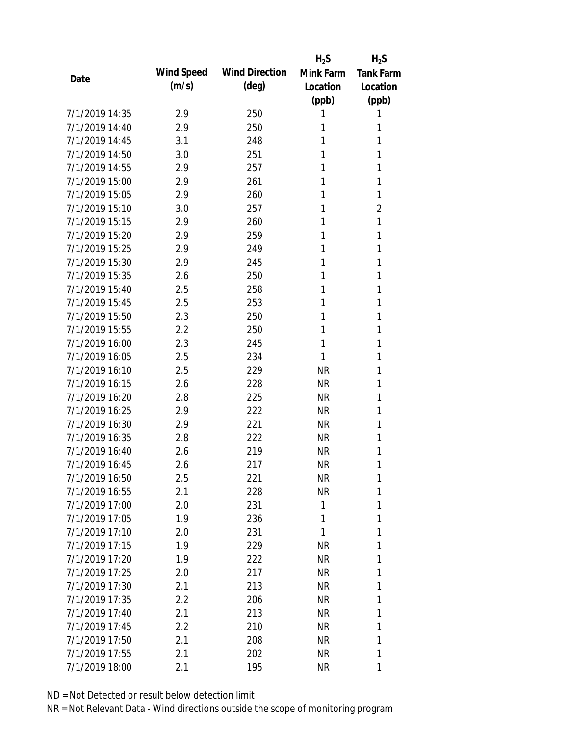| Date | Wind Speed (m/s) | Wind Direction (deg) | $H_2S$ Mink Farm Location (ppb) | $H_2S$ Tank Farm Location (ppb) |
|---|---|---|---|---|
| 7/1/2019 14:35 | 2.9 | 250 | 1 | 1 |
| 7/1/2019 14:40 | 2.9 | 250 | 1 | 1 |
| 7/1/2019 14:45 | 3.1 | 248 | 1 | 1 |
| 7/1/2019 14:50 | 3.0 | 251 | 1 | 1 |
| 7/1/2019 14:55 | 2.9 | 257 | 1 | 1 |
| 7/1/2019 15:00 | 2.9 | 261 | 1 | 1 |
| 7/1/2019 15:05 | 2.9 | 260 | 1 | 1 |
| 7/1/2019 15:10 | 3.0 | 257 | 1 | 2 |
| 7/1/2019 15:15 | 2.9 | 260 | 1 | 1 |
| 7/1/2019 15:20 | 2.9 | 259 | 1 | 1 |
| 7/1/2019 15:25 | 2.9 | 249 | 1 | 1 |
| 7/1/2019 15:30 | 2.9 | 245 | 1 | 1 |
| 7/1/2019 15:35 | 2.6 | 250 | 1 | 1 |
| 7/1/2019 15:40 | 2.5 | 258 | 1 | 1 |
| 7/1/2019 15:45 | 2.5 | 253 | 1 | 1 |
| 7/1/2019 15:50 | 2.3 | 250 | 1 | 1 |
| 7/1/2019 15:55 | 2.2 | 250 | 1 | 1 |
| 7/1/2019 16:00 | 2.3 | 245 | 1 | 1 |
| 7/1/2019 16:05 | 2.5 | 234 | 1 | 1 |
| 7/1/2019 16:10 | 2.5 | 229 | NR | 1 |
| 7/1/2019 16:15 | 2.6 | 228 | NR | 1 |
| 7/1/2019 16:20 | 2.8 | 225 | NR | 1 |
| 7/1/2019 16:25 | 2.9 | 222 | NR | 1 |
| 7/1/2019 16:30 | 2.9 | 221 | NR | 1 |
| 7/1/2019 16:35 | 2.8 | 222 | NR | 1 |
| 7/1/2019 16:40 | 2.6 | 219 | NR | 1 |
| 7/1/2019 16:45 | 2.6 | 217 | NR | 1 |
| 7/1/2019 16:50 | 2.5 | 221 | NR | 1 |
| 7/1/2019 16:55 | 2.1 | 228 | NR | 1 |
| 7/1/2019 17:00 | 2.0 | 231 | 1 | 1 |
| 7/1/2019 17:05 | 1.9 | 236 | 1 | 1 |
| 7/1/2019 17:10 | 2.0 | 231 | 1 | 1 |
| 7/1/2019 17:15 | 1.9 | 229 | NR | 1 |
| 7/1/2019 17:20 | 1.9 | 222 | NR | 1 |
| 7/1/2019 17:25 | 2.0 | 217 | NR | 1 |
| 7/1/2019 17:30 | 2.1 | 213 | NR | 1 |
| 7/1/2019 17:35 | 2.2 | 206 | NR | 1 |
| 7/1/2019 17:40 | 2.1 | 213 | NR | 1 |
| 7/1/2019 17:45 | 2.2 | 210 | NR | 1 |
| 7/1/2019 17:50 | 2.1 | 208 | NR | 1 |
| 7/1/2019 17:55 | 2.1 | 202 | NR | 1 |
| 7/1/2019 18:00 | 2.1 | 195 | NR | 1 |

ND = Not Detected or result below detection limit
NR = Not Relevant Data - Wind directions outside the scope of monitoring program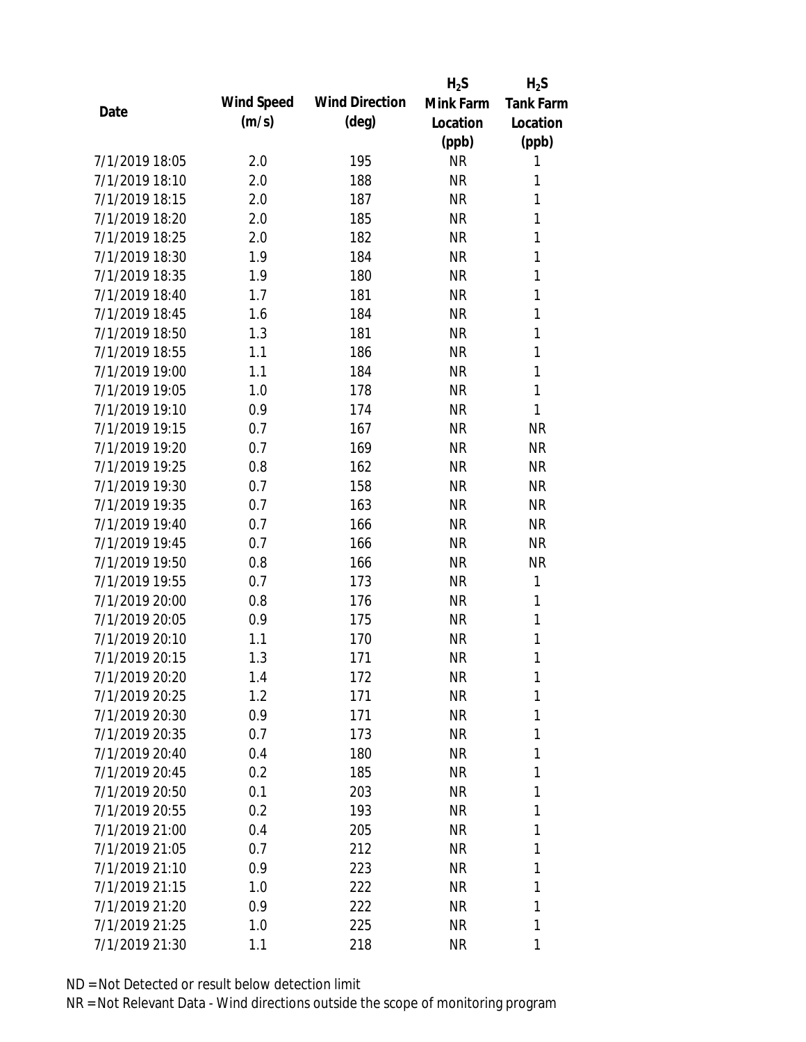| Date | Wind Speed (m/s) | Wind Direction (deg) | $H_2S$ Mink Farm Location (ppb) | $H_2S$ Tank Farm Location (ppb) |
|---|---|---|---|---|
| 7/1/2019 18:05 | 2.0 | 195 | NR | 1 |
| 7/1/2019 18:10 | 2.0 | 188 | NR | 1 |
| 7/1/2019 18:15 | 2.0 | 187 | NR | 1 |
| 7/1/2019 18:20 | 2.0 | 185 | NR | 1 |
| 7/1/2019 18:25 | 2.0 | 182 | NR | 1 |
| 7/1/2019 18:30 | 1.9 | 184 | NR | 1 |
| 7/1/2019 18:35 | 1.9 | 180 | NR | 1 |
| 7/1/2019 18:40 | 1.7 | 181 | NR | 1 |
| 7/1/2019 18:45 | 1.6 | 184 | NR | 1 |
| 7/1/2019 18:50 | 1.3 | 181 | NR | 1 |
| 7/1/2019 18:55 | 1.1 | 186 | NR | 1 |
| 7/1/2019 19:00 | 1.1 | 184 | NR | 1 |
| 7/1/2019 19:05 | 1.0 | 178 | NR | 1 |
| 7/1/2019 19:10 | 0.9 | 174 | NR | 1 |
| 7/1/2019 19:15 | 0.7 | 167 | NR | NR |
| 7/1/2019 19:20 | 0.7 | 169 | NR | NR |
| 7/1/2019 19:25 | 0.8 | 162 | NR | NR |
| 7/1/2019 19:30 | 0.7 | 158 | NR | NR |
| 7/1/2019 19:35 | 0.7 | 163 | NR | NR |
| 7/1/2019 19:40 | 0.7 | 166 | NR | NR |
| 7/1/2019 19:45 | 0.7 | 166 | NR | NR |
| 7/1/2019 19:50 | 0.8 | 166 | NR | NR |
| 7/1/2019 19:55 | 0.7 | 173 | NR | 1 |
| 7/1/2019 20:00 | 0.8 | 176 | NR | 1 |
| 7/1/2019 20:05 | 0.9 | 175 | NR | 1 |
| 7/1/2019 20:10 | 1.1 | 170 | NR | 1 |
| 7/1/2019 20:15 | 1.3 | 171 | NR | 1 |
| 7/1/2019 20:20 | 1.4 | 172 | NR | 1 |
| 7/1/2019 20:25 | 1.2 | 171 | NR | 1 |
| 7/1/2019 20:30 | 0.9 | 171 | NR | 1 |
| 7/1/2019 20:35 | 0.7 | 173 | NR | 1 |
| 7/1/2019 20:40 | 0.4 | 180 | NR | 1 |
| 7/1/2019 20:45 | 0.2 | 185 | NR | 1 |
| 7/1/2019 20:50 | 0.1 | 203 | NR | 1 |
| 7/1/2019 20:55 | 0.2 | 193 | NR | 1 |
| 7/1/2019 21:00 | 0.4 | 205 | NR | 1 |
| 7/1/2019 21:05 | 0.7 | 212 | NR | 1 |
| 7/1/2019 21:10 | 0.9 | 223 | NR | 1 |
| 7/1/2019 21:15 | 1.0 | 222 | NR | 1 |
| 7/1/2019 21:20 | 0.9 | 222 | NR | 1 |
| 7/1/2019 21:25 | 1.0 | 225 | NR | 1 |
| 7/1/2019 21:30 | 1.1 | 218 | NR | 1 |

ND = Not Detected or result below detection limit

NR = Not Relevant Data - Wind directions outside the scope of monitoring program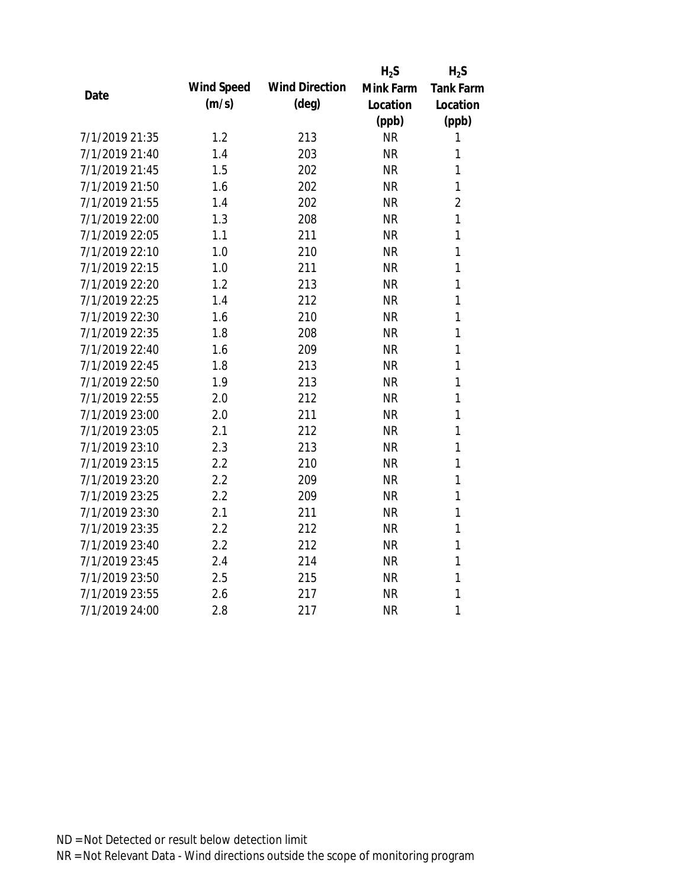| Date | Wind Speed (m/s) | Wind Direction (deg) | $H_2S$ Mink Farm Location (ppb) | $H_2S$ Tank Farm Location (ppb) |
|---|---|---|---|---|
| 7/1/2019 21:35 | 1.2 | 213 | NR | 1 |
| 7/1/2019 21:40 | 1.4 | 203 | NR | 1 |
| 7/1/2019 21:45 | 1.5 | 202 | NR | 1 |
| 7/1/2019 21:50 | 1.6 | 202 | NR | 1 |
| 7/1/2019 21:55 | 1.4 | 202 | NR | 2 |
| 7/1/2019 22:00 | 1.3 | 208 | NR | 1 |
| 7/1/2019 22:05 | 1.1 | 211 | NR | 1 |
| 7/1/2019 22:10 | 1.0 | 210 | NR | 1 |
| 7/1/2019 22:15 | 1.0 | 211 | NR | 1 |
| 7/1/2019 22:20 | 1.2 | 213 | NR | 1 |
| 7/1/2019 22:25 | 1.4 | 212 | NR | 1 |
| 7/1/2019 22:30 | 1.6 | 210 | NR | 1 |
| 7/1/2019 22:35 | 1.8 | 208 | NR | 1 |
| 7/1/2019 22:40 | 1.6 | 209 | NR | 1 |
| 7/1/2019 22:45 | 1.8 | 213 | NR | 1 |
| 7/1/2019 22:50 | 1.9 | 213 | NR | 1 |
| 7/1/2019 22:55 | 2.0 | 212 | NR | 1 |
| 7/1/2019 23:00 | 2.0 | 211 | NR | 1 |
| 7/1/2019 23:05 | 2.1 | 212 | NR | 1 |
| 7/1/2019 23:10 | 2.3 | 213 | NR | 1 |
| 7/1/2019 23:15 | 2.2 | 210 | NR | 1 |
| 7/1/2019 23:20 | 2.2 | 209 | NR | 1 |
| 7/1/2019 23:25 | 2.2 | 209 | NR | 1 |
| 7/1/2019 23:30 | 2.1 | 211 | NR | 1 |
| 7/1/2019 23:35 | 2.2 | 212 | NR | 1 |
| 7/1/2019 23:40 | 2.2 | 212 | NR | 1 |
| 7/1/2019 23:45 | 2.4 | 214 | NR | 1 |
| 7/1/2019 23:50 | 2.5 | 215 | NR | 1 |
| 7/1/2019 23:55 | 2.6 | 217 | NR | 1 |
| 7/1/2019 24:00 | 2.8 | 217 | NR | 1 |

ND = Not Detected or result below detection limit

NR = Not Relevant Data - Wind directions outside the scope of monitoring program